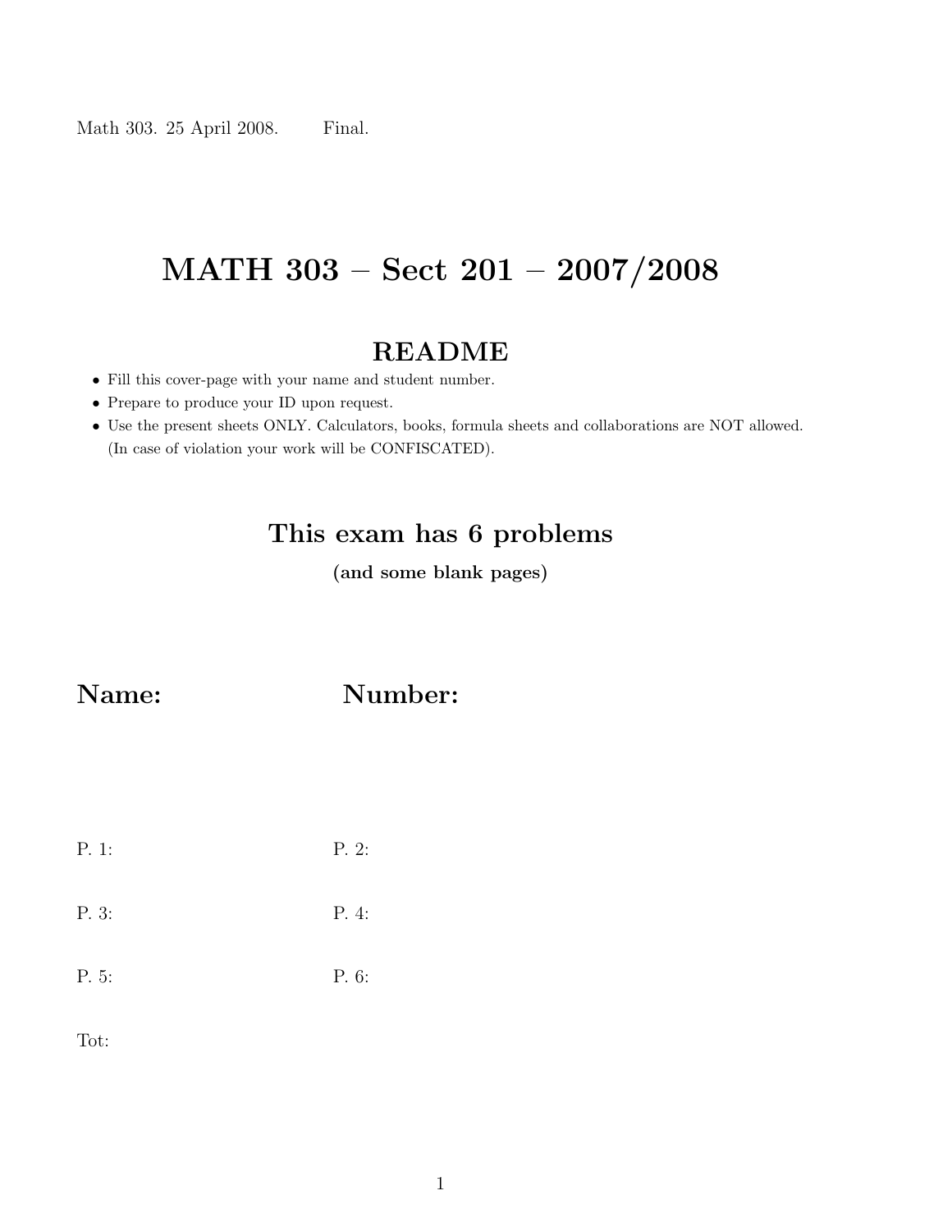Math 303. 25 April 2008. Final.

# MATH 303 – Sect 201 – 2007/2008

## README

- Fill this cover-page with your name and student number.
- Prepare to produce your ID upon request.
- Use the present sheets ONLY. Calculators, books, formula sheets and collaborations are NOT allowed. (In case of violation your work will be CONFISCATED).

## This exam has 6 problems

**(and some blank pages)**

## Name: Number:

P. 1: P. 2:

P. 3: P. 4:

P. 5: P. 6:

Tot: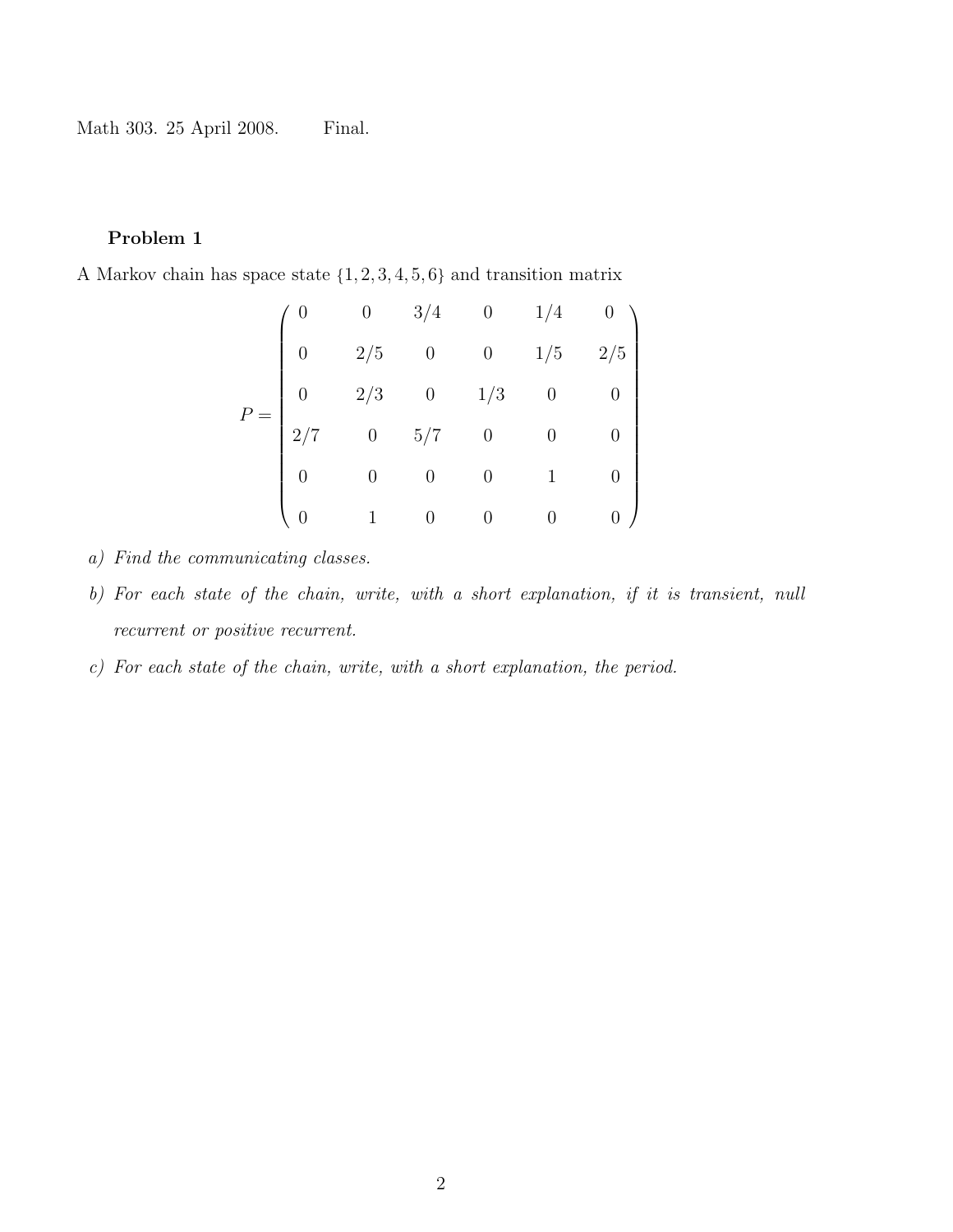Math 303. 25 April 2008. Final.

**Problem 1**

A Markov chain has space state $\{1, 2, 3, 4, 5, 6\}$ and transition matrix

$$
P = \begin{pmatrix}
0 & 0 & 3/4 & 0 & 1/4 & 0 \\
0 & 2/5 & 0 & 0 & 1/5 & 2/5 \\
0 & 2/3 & 0 & 1/3 & 0 & 0 \\
2/7 & 0 & 5/7 & 0 & 0 & 0 \\
0 & 0 & 0 & 0 & 1 & 0 \\
0 & 1 & 0 & 0 & 0 & 0
\end{pmatrix}
$$

*a) Find the communicating classes.*

*b) For each state of the chain, write, with a short explanation, if it is transient, null recurrent or positive recurrent.*

*c) For each state of the chain, write, with a short explanation, the period.*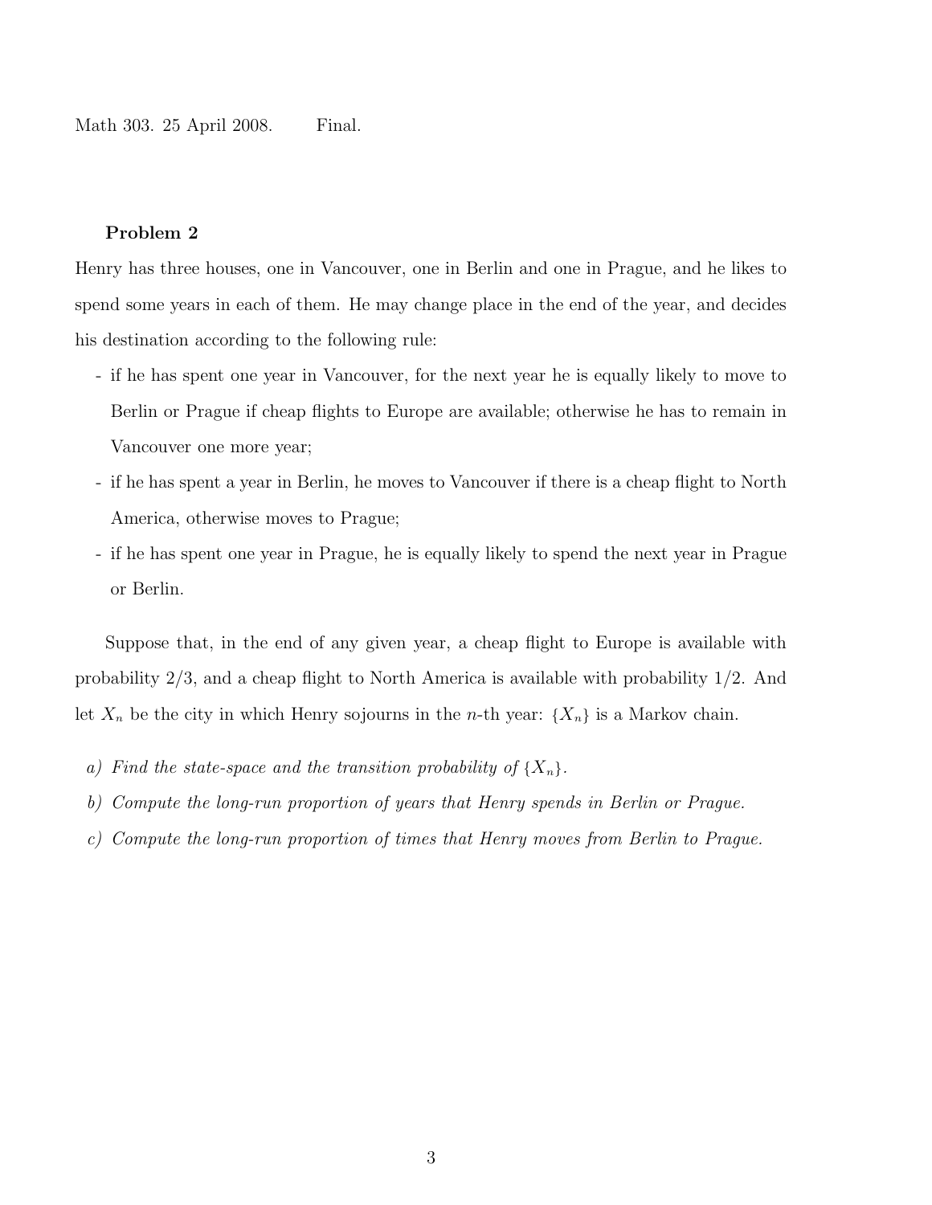Math 303. 25 April 2008. Final.

### Problem 2

Henry has three houses, one in Vancouver, one in Berlin and one in Prague, and he likes to spend some years in each of them. He may change place in the end of the year, and decides his destination according to the following rule:

- if he has spent one year in Vancouver, for the next year he is equally likely to move to Berlin or Prague if cheap flights to Europe are available; otherwise he has to remain in Vancouver one more year;
- if he has spent a year in Berlin, he moves to Vancouver if there is a cheap flight to North America, otherwise moves to Prague;
- if he has spent one year in Prague, he is equally likely to spend the next year in Prague or Berlin.

Suppose that, in the end of any given year, a cheap flight to Europe is available with probability 2/3, and a cheap flight to North America is available with probability 1/2. And let $X_n$ be the city in which Henry sojourns in the $n$-th year: $\{X_n\}$ is a Markov chain.

*a) Find the state-space and the transition probability of $\{X_n\}$.*

*b) Compute the long-run proportion of years that Henry spends in Berlin or Prague.*

*c) Compute the long-run proportion of times that Henry moves from Berlin to Prague.*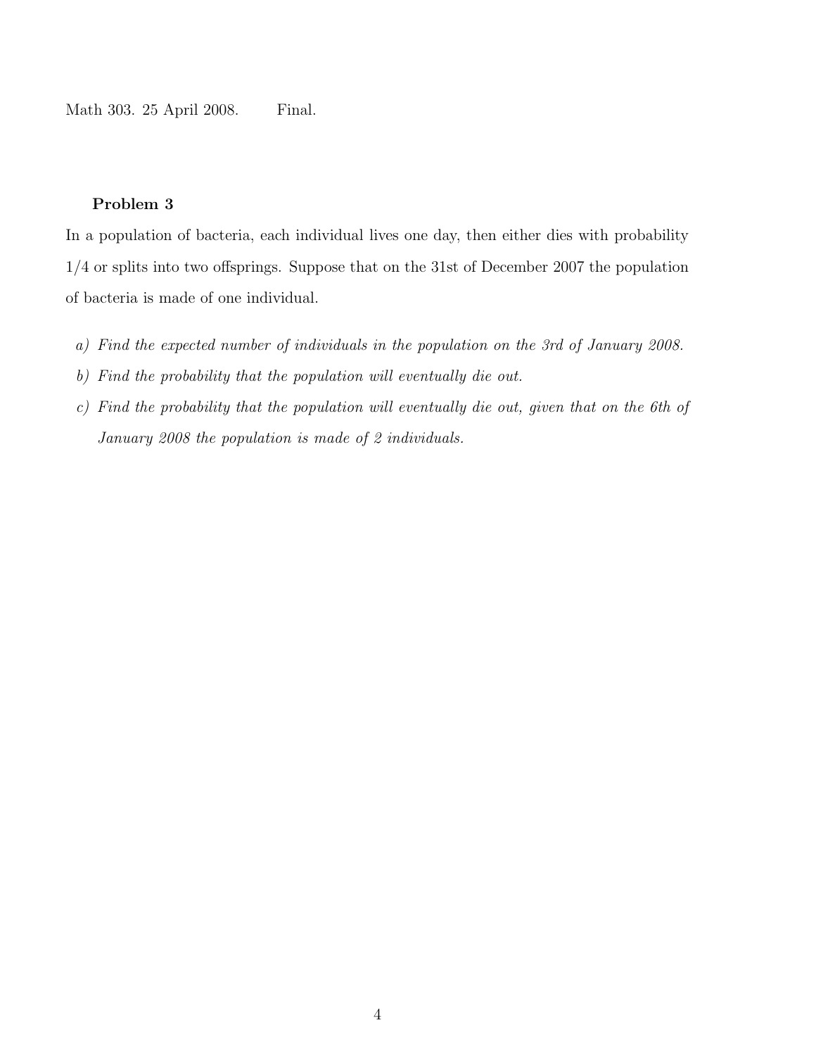Math 303. 25 April 2008. Final.

### Problem 3

In a population of bacteria, each individual lives one day, then either dies with probability $1/4$ or splits into two offsprings. Suppose that on the 31st of December 2007 the population of bacteria is made of one individual.

a) *Find the expected number of individuals in the population on the 3rd of January 2008.*

b) *Find the probability that the population will eventually die out.*

c) *Find the probability that the population will eventually die out, given that on the 6th of January 2008 the population is made of 2 individuals.*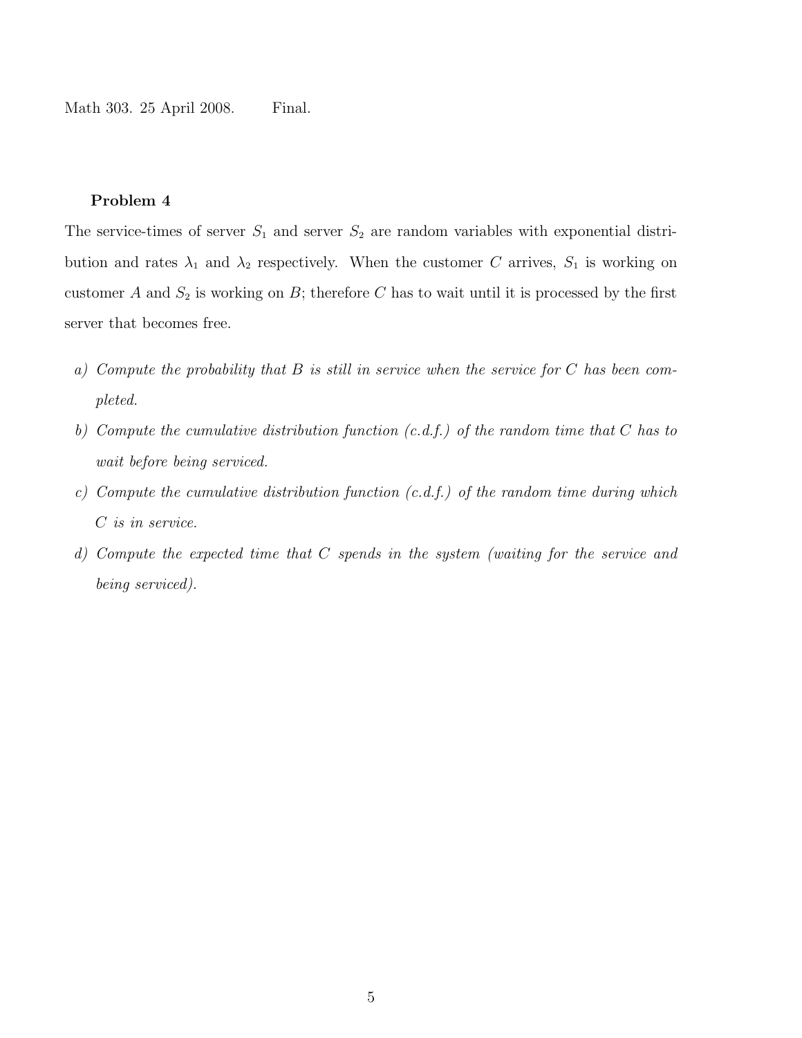Math 303. 25 April 2008. Final.

**Problem 4**

The service-times of server $S_1$ and server $S_2$ are random variables with exponential distribution and rates $\lambda_1$ and $\lambda_2$ respectively. When the customer $C$ arrives, $S_1$ is working on customer $A$ and $S_2$ is working on $B$; therefore $C$ has to wait until it is processed by the first server that becomes free.

a) *Compute the probability that $B$ is still in service when the service for $C$ has been completed.*

b) *Compute the cumulative distribution function (c.d.f.) of the random time that $C$ has to wait before being serviced.*

c) *Compute the cumulative distribution function (c.d.f.) of the random time during which $C$ is in service.*

d) *Compute the expected time that $C$ spends in the system (waiting for the service and being serviced).*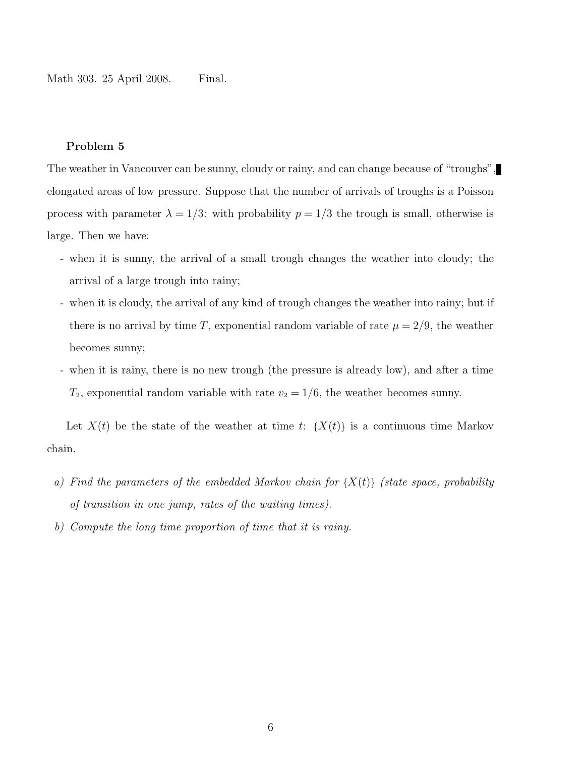Math 303. 25 April 2008. Final.

**Problem 5**

The weather in Vancouver can be sunny, cloudy or rainy, and can change because of "troughs", elongated areas of low pressure. Suppose that the number of arrivals of troughs is a Poisson process with parameter $\lambda = 1/3$: with probability $p = 1/3$ the trough is small, otherwise is large. Then we have:

- when it is sunny, the arrival of a small trough changes the weather into cloudy; the arrival of a large trough into rainy;
- when it is cloudy, the arrival of any kind of trough changes the weather into rainy; but if there is no arrival by time $T$, exponential random variable of rate $\mu = 2/9$, the weather becomes sunny;
- when it is rainy, there is no new trough (the pressure is already low), and after a time $T_2$, exponential random variable with rate $v_2 = 1/6$, the weather becomes sunny.

Let $X(t)$ be the state of the weather at time $t$: $\{X(t)\}$ is a continuous time Markov chain.

a) *Find the parameters of the embedded Markov chain for $\{X(t)\}$ (state space, probability of transition in one jump, rates of the waiting times).*

b) *Compute the long time proportion of time that it is rainy.*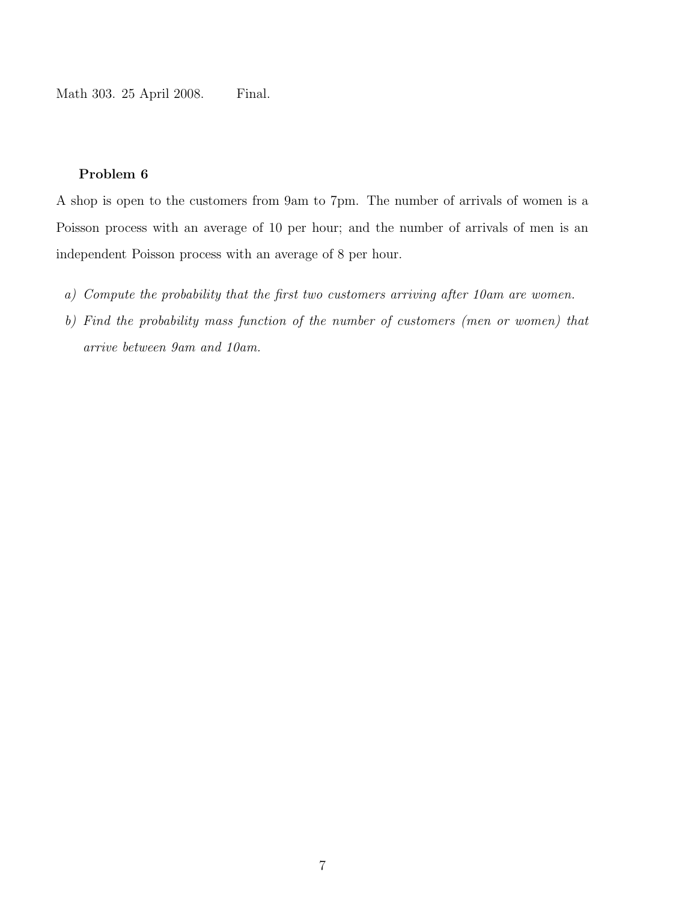Math 303. 25 April 2008. Final.

**Problem 6**

A shop is open to the customers from 9am to 7pm. The number of arrivals of women is a Poisson process with an average of 10 per hour; and the number of arrivals of men is an independent Poisson process with an average of 8 per hour.

a) *Compute the probability that the first two customers arriving after 10am are women.*

b) *Find the probability mass function of the number of customers (men or women) that arrive between 9am and 10am.*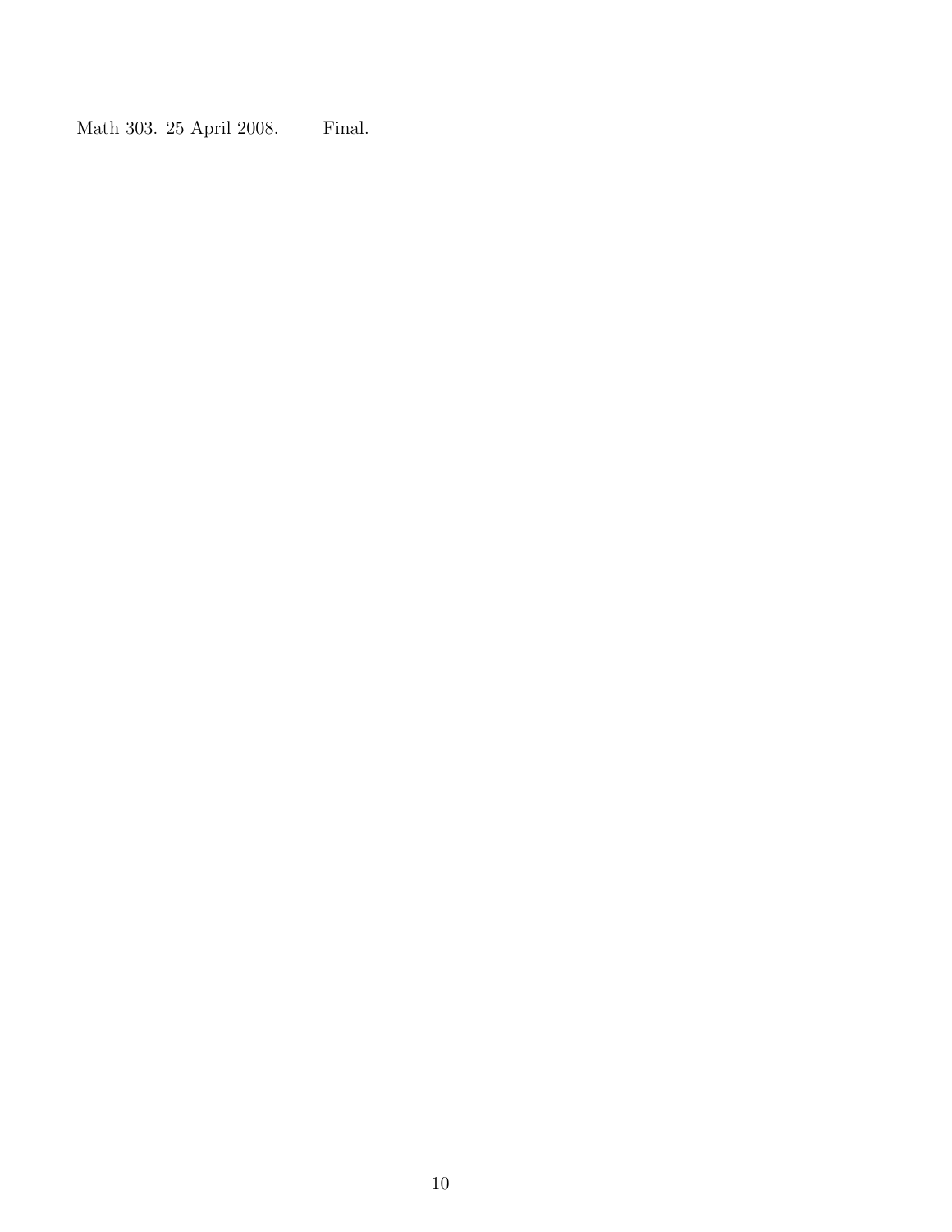Math 303. 25 April 2008. Final.